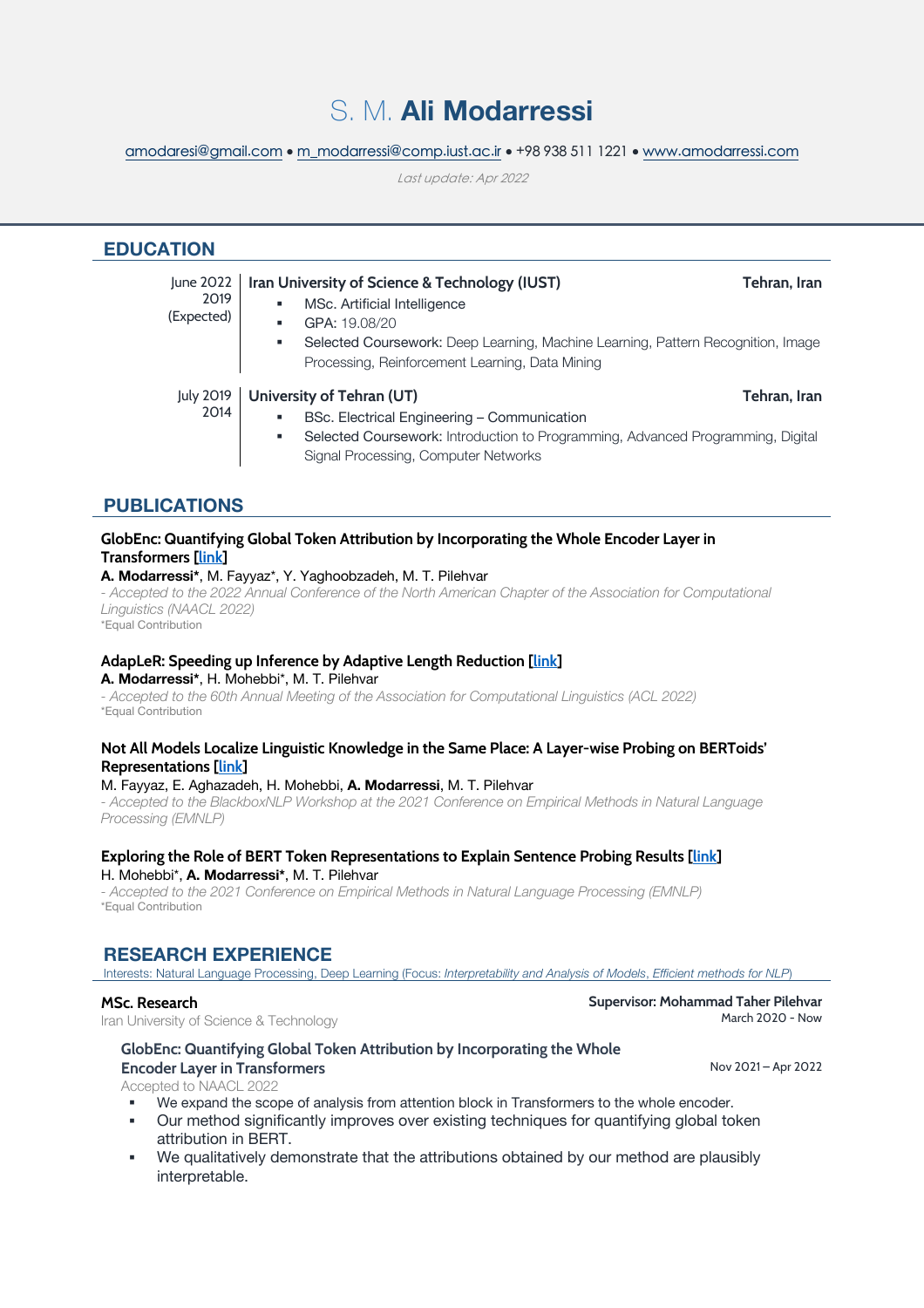# S. M. **Ali Modarressi**

amodaresi@gmail.com • m_modarressi@comp.iust.ac.ir • +98 938 511 1221 • www.amodarressi.com

*Last update: Apr 2022*

## EDUCATION

**June 2022 – 2019 (Expected)** — **Iran University of Science & Technology (IUST)** — **Tehran, Iran**

- MSc. Artificial Intelligence
- GPA: 19.08/20
- Selected Coursework: Deep Learning, Machine Learning, Pattern Recognition, Image Processing, Reinforcement Learning, Data Mining

**July 2019 – 2014** — **University of Tehran (UT)** — **Tehran, Iran**

- BSc. Electrical Engineering – Communication
- Selected Coursework: Introduction to Programming, Advanced Programming, Digital Signal Processing, Computer Networks

## PUBLICATIONS

**GlobEnc: Quantifying Global Token Attribution by Incorporating the Whole Encoder Layer in Transformers [link]**
**A. Modarressi***, M. Fayyaz*, Y. Yaghoobzadeh, M. T. Pilehvar
*- Accepted to the 2022 Annual Conference of the North American Chapter of the Association for Computational Linguistics (NAACL 2022)*
*Equal Contribution

**AdapLeR: Speeding up Inference by Adaptive Length Reduction [link]**
**A. Modarressi***, H. Mohebbi*, M. T. Pilehvar
*- Accepted to the 60th Annual Meeting of the Association for Computational Linguistics (ACL 2022)*
*Equal Contribution

**Not All Models Localize Linguistic Knowledge in the Same Place: A Layer-wise Probing on BERToids' Representations [link]**
M. Fayyaz, E. Aghazadeh, H. Mohebbi, **A. Modarressi**, M. T. Pilehvar
*- Accepted to the BlackboxNLP Workshop at the 2021 Conference on Empirical Methods in Natural Language Processing (EMNLP)*

**Exploring the Role of BERT Token Representations to Explain Sentence Probing Results [link]**
H. Mohebbi*, **A. Modarressi***, M. T. Pilehvar
*- Accepted to the 2021 Conference on Empirical Methods in Natural Language Processing (EMNLP)*
*Equal Contribution

## RESEARCH EXPERIENCE

Interests: Natural Language Processing, Deep Learning (Focus: *Interpretability and Analysis of Models*, *Efficient methods for NLP*)

**MSc. Research** — **Supervisor: Mohammad Taher Pilehvar**
Iran University of Science & Technology — March 2020 - Now

**GlobEnc: Quantifying Global Token Attribution by Incorporating the Whole Encoder Layer in Transformers** — Nov 2021 – Apr 2022
Accepted to NAACL 2022

- We expand the scope of analysis from attention block in Transformers to the whole encoder.
- Our method significantly improves over existing techniques for quantifying global token attribution in BERT.
- We qualitatively demonstrate that the attributions obtained by our method are plausibly interpretable.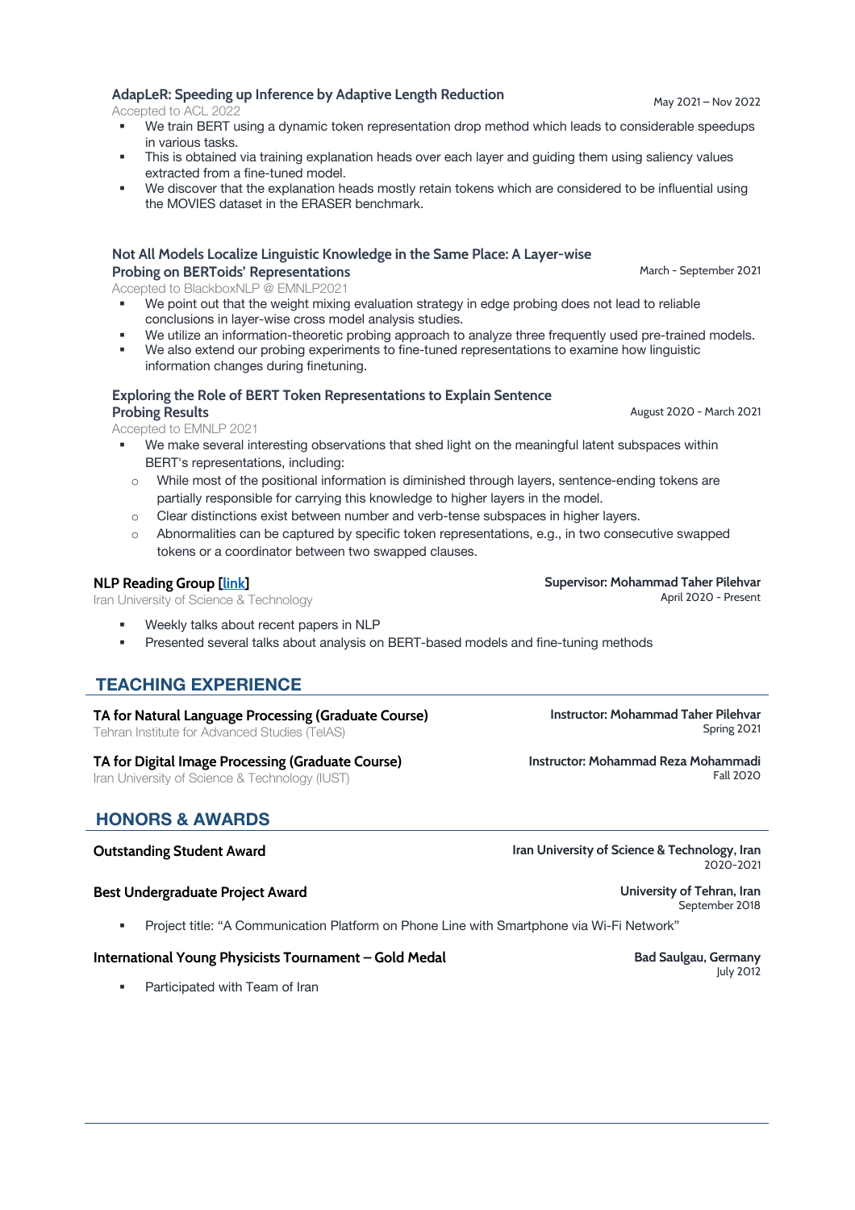**AdapLeR: Speeding up Inference by Adaptive Length Reduction** May 2021 – Nov 2022

Accepted to ACL 2022

- We train BERT using a dynamic token representation drop method which leads to considerable speedups in various tasks.
- This is obtained via training explanation heads over each layer and guiding them using saliency values extracted from a fine-tuned model.
- We discover that the explanation heads mostly retain tokens which are considered to be influential using the MOVIES dataset in the ERASER benchmark.

**Not All Models Localize Linguistic Knowledge in the Same Place: A Layer-wise Probing on BERToids' Representations** March - September 2021

Accepted to BlackboxNLP @ EMNLP2021

- We point out that the weight mixing evaluation strategy in edge probing does not lead to reliable conclusions in layer-wise cross model analysis studies.
- We utilize an information-theoretic probing approach to analyze three frequently used pre-trained models.
- We also extend our probing experiments to fine-tuned representations to examine how linguistic information changes during finetuning.

**Exploring the Role of BERT Token Representations to Explain Sentence Probing Results** August 2020 - March 2021

Accepted to EMNLP 2021

- We make several interesting observations that shed light on the meaningful latent subspaces within BERT's representations, including:
  - While most of the positional information is diminished through layers, sentence-ending tokens are partially responsible for carrying this knowledge to higher layers in the model.
  - Clear distinctions exist between number and verb-tense subspaces in higher layers.
  - Abnormalities can be captured by specific token representations, e.g., in two consecutive swapped tokens or a coordinator between two swapped clauses.

**NLP Reading Group [link]** **Supervisor: Mohammad Taher Pilehvar**

Iran University of Science & Technology April 2020 - Present

- Weekly talks about recent papers in NLP
- Presented several talks about analysis on BERT-based models and fine-tuning methods

## TEACHING EXPERIENCE

**TA for Natural Language Processing (Graduate Course)** **Instructor: Mohammad Taher Pilehvar**

Tehran Institute for Advanced Studies (TeIAS) Spring 2021

**TA for Digital Image Processing (Graduate Course)** **Instructor: Mohammad Reza Mohammadi**

Iran University of Science & Technology (IUST) Fall 2020

## HONORS & AWARDS

**Outstanding Student Award** **Iran University of Science & Technology, Iran**

2020-2021

**Best Undergraduate Project Award** **University of Tehran, Iran**

September 2018

- Project title: "A Communication Platform on Phone Line with Smartphone via Wi-Fi Network"

**International Young Physicists Tournament – Gold Medal** **Bad Saulgau, Germany**

July 2012

- Participated with Team of Iran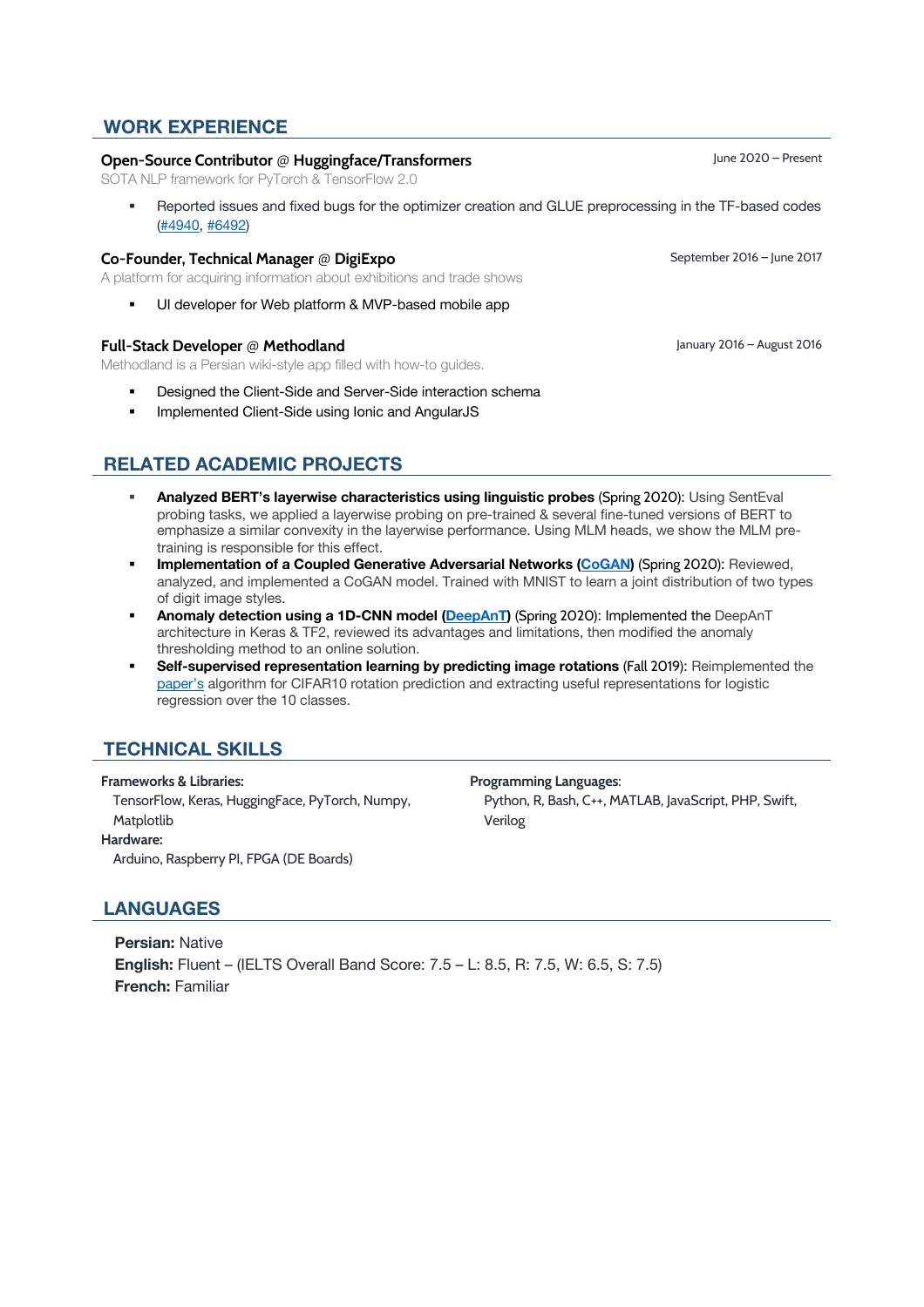## WORK EXPERIENCE

**Open-Source Contributor** @ **Huggingface/Transformers** — June 2020 – Present
SOTA NLP framework for PyTorch & TensorFlow 2.0

- Reported issues and fixed bugs for the optimizer creation and GLUE preprocessing in the TF-based codes (#4940, #6492)

**Co-Founder, Technical Manager** @ **DigiExpo** — September 2016 – June 2017
A platform for acquiring information about exhibitions and trade shows

- UI developer for Web platform & MVP-based mobile app

**Full-Stack Developer** @ **Methodland** — January 2016 – August 2016
Methodland is a Persian wiki-style app filled with how-to guides.

- Designed the Client-Side and Server-Side interaction schema
- Implemented Client-Side using Ionic and AngularJS

## RELATED ACADEMIC PROJECTS

- **Analyzed BERT's layerwise characteristics using linguistic probes** (Spring 2020): Using SentEval probing tasks, we applied a layerwise probing on pre-trained & several fine-tuned versions of BERT to emphasize a similar convexity in the layerwise performance. Using MLM heads, we show the MLM pre-training is responsible for this effect.
- **Implementation of a Coupled Generative Adversarial Networks (CoGAN)** (Spring 2020): Reviewed, analyzed, and implemented a CoGAN model. Trained with MNIST to learn a joint distribution of two types of digit image styles.
- **Anomaly detection using a 1D-CNN model (DeepAnT)** (Spring 2020): Implemented the DeepAnT architecture in Keras & TF2, reviewed its advantages and limitations, then modified the anomaly thresholding method to an online solution.
- **Self-supervised representation learning by predicting image rotations** (Fall 2019): Reimplemented the paper's algorithm for CIFAR10 rotation prediction and extracting useful representations for logistic regression over the 10 classes.

## TECHNICAL SKILLS

**Frameworks & Libraries:**
TensorFlow, Keras, HuggingFace, PyTorch, Numpy, Matplotlib

**Hardware:**
Arduino, Raspberry PI, FPGA (DE Boards)

**Programming Languages**:
Python, R, Bash, C++, MATLAB, JavaScript, PHP, Swift, Verilog

## LANGUAGES

**Persian:** Native
**English:** Fluent – (IELTS Overall Band Score: 7.5 – L: 8.5, R: 7.5, W: 6.5, S: 7.5)
**French:** Familiar